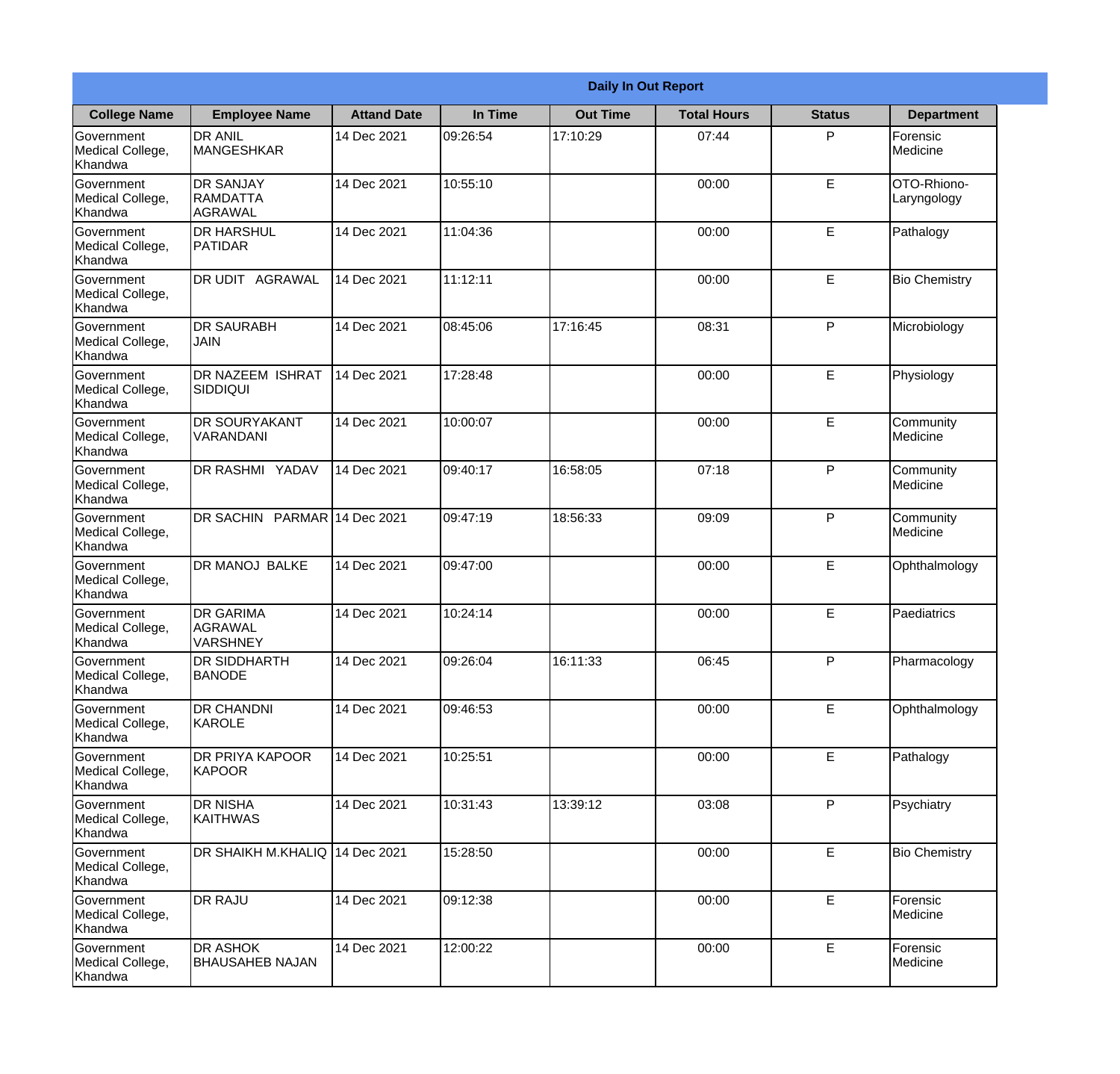**Daily In Out Report**

| College Name | Employee Name | Attand Date | In Time | Out Time | Total Hours | Status | Department |
|---|---|---|---|---|---|---|---|
| Government Medical College, Khandwa | DR ANIL MANGESHKAR | 14 Dec 2021 | 09:26:54 | 17:10:29 | 07:44 | P | Forensic Medicine |
| Government Medical College, Khandwa | DR SANJAY RAMDATTA AGRAWAL | 14 Dec 2021 | 10:55:10 | | 00:00 | E | OTO-Rhiono-Laryngology |
| Government Medical College, Khandwa | DR HARSHUL PATIDAR | 14 Dec 2021 | 11:04:36 | | 00:00 | E | Pathalogy |
| Government Medical College, Khandwa | DR UDIT AGRAWAL | 14 Dec 2021 | 11:12:11 | | 00:00 | E | Bio Chemistry |
| Government Medical College, Khandwa | DR SAURABH JAIN | 14 Dec 2021 | 08:45:06 | 17:16:45 | 08:31 | P | Microbiology |
| Government Medical College, Khandwa | DR NAZEEM ISHRAT SIDDIQUI | 14 Dec 2021 | 17:28:48 | | 00:00 | E | Physiology |
| Government Medical College, Khandwa | DR SOURYAKANT VARANDANI | 14 Dec 2021 | 10:00:07 | | 00:00 | E | Community Medicine |
| Government Medical College, Khandwa | DR RASHMI YADAV | 14 Dec 2021 | 09:40:17 | 16:58:05 | 07:18 | P | Community Medicine |
| Government Medical College, Khandwa | DR SACHIN PARMAR | 14 Dec 2021 | 09:47:19 | 18:56:33 | 09:09 | P | Community Medicine |
| Government Medical College, Khandwa | DR MANOJ BALKE | 14 Dec 2021 | 09:47:00 | | 00:00 | E | Ophthalmology |
| Government Medical College, Khandwa | DR GARIMA AGRAWAL VARSHNEY | 14 Dec 2021 | 10:24:14 | | 00:00 | E | Paediatrics |
| Government Medical College, Khandwa | DR SIDDHARTH BANODE | 14 Dec 2021 | 09:26:04 | 16:11:33 | 06:45 | P | Pharmacology |
| Government Medical College, Khandwa | DR CHANDNI KAROLE | 14 Dec 2021 | 09:46:53 | | 00:00 | E | Ophthalmology |
| Government Medical College, Khandwa | DR PRIYA KAPOOR KAPOOR | 14 Dec 2021 | 10:25:51 | | 00:00 | E | Pathalogy |
| Government Medical College, Khandwa | DR NISHA KAITHWAS | 14 Dec 2021 | 10:31:43 | 13:39:12 | 03:08 | P | Psychiatry |
| Government Medical College, Khandwa | DR SHAIKH M.KHALIQ | 14 Dec 2021 | 15:28:50 | | 00:00 | E | Bio Chemistry |
| Government Medical College, Khandwa | DR RAJU | 14 Dec 2021 | 09:12:38 | | 00:00 | E | Forensic Medicine |
| Government Medical College, Khandwa | DR ASHOK BHAUSAHEB NAJAN | 14 Dec 2021 | 12:00:22 | | 00:00 | E | Forensic Medicine |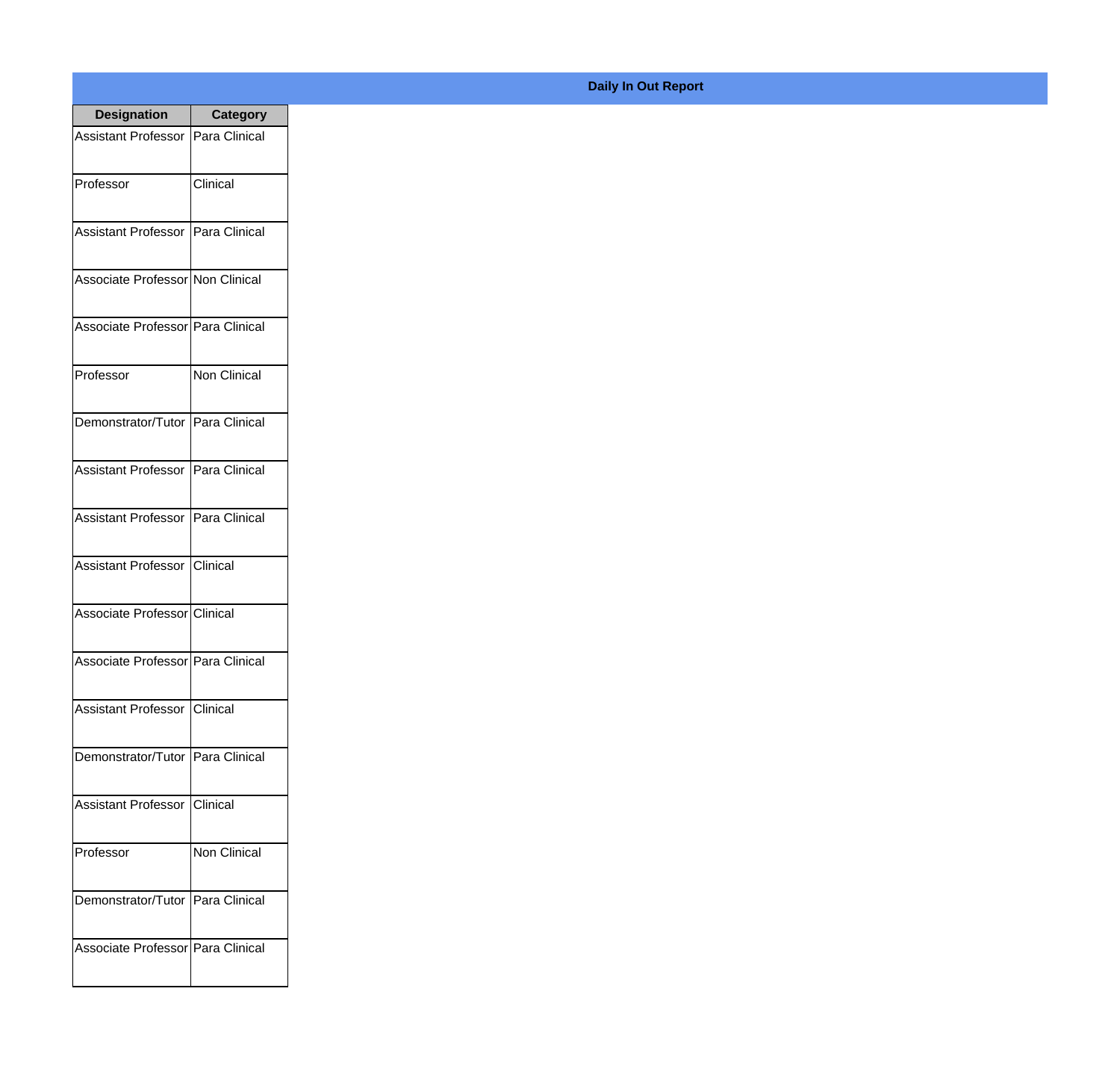**Daily In Out Report**

| Designation | Category |
| --- | --- |
| Assistant Professor | Para Clinical |
| Professor | Clinical |
| Assistant Professor | Para Clinical |
| Associate Professor | Non Clinical |
| Associate Professor | Para Clinical |
| Professor | Non Clinical |
| Demonstrator/Tutor | Para Clinical |
| Assistant Professor | Para Clinical |
| Assistant Professor | Para Clinical |
| Assistant Professor | Clinical |
| Associate Professor | Clinical |
| Associate Professor | Para Clinical |
| Assistant Professor | Clinical |
| Demonstrator/Tutor | Para Clinical |
| Assistant Professor | Clinical |
| Professor | Non Clinical |
| Demonstrator/Tutor | Para Clinical |
| Associate Professor | Para Clinical |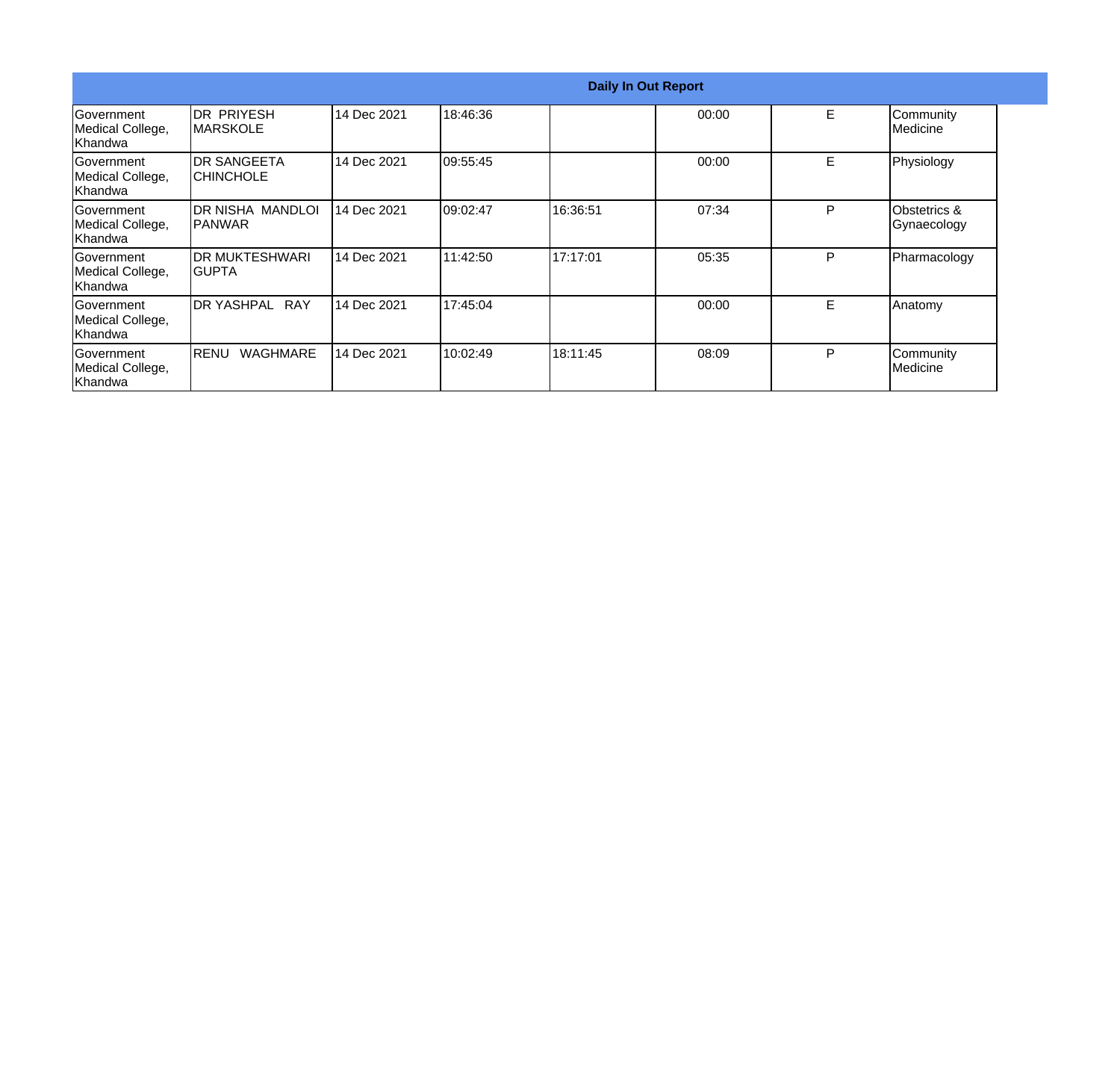| Daily In Out Report | | | | | | | |
|---|---|---|---|---|---|---|---|
| Government Medical College, Khandwa | DR PRIYESH MARSKOLE | 14 Dec 2021 | 18:46:36 | | 00:00 | E | Community Medicine |
| Government Medical College, Khandwa | DR SANGEETA CHINCHOLE | 14 Dec 2021 | 09:55:45 | | 00:00 | E | Physiology |
| Government Medical College, Khandwa | DR NISHA MANDLOI PANWAR | 14 Dec 2021 | 09:02:47 | 16:36:51 | 07:34 | P | Obstetrics & Gynaecology |
| Government Medical College, Khandwa | DR MUKTESHWARI GUPTA | 14 Dec 2021 | 11:42:50 | 17:17:01 | 05:35 | P | Pharmacology |
| Government Medical College, Khandwa | DR YASHPAL RAY | 14 Dec 2021 | 17:45:04 | | 00:00 | E | Anatomy |
| Government Medical College, Khandwa | RENU WAGHMARE | 14 Dec 2021 | 10:02:49 | 18:11:45 | 08:09 | P | Community Medicine |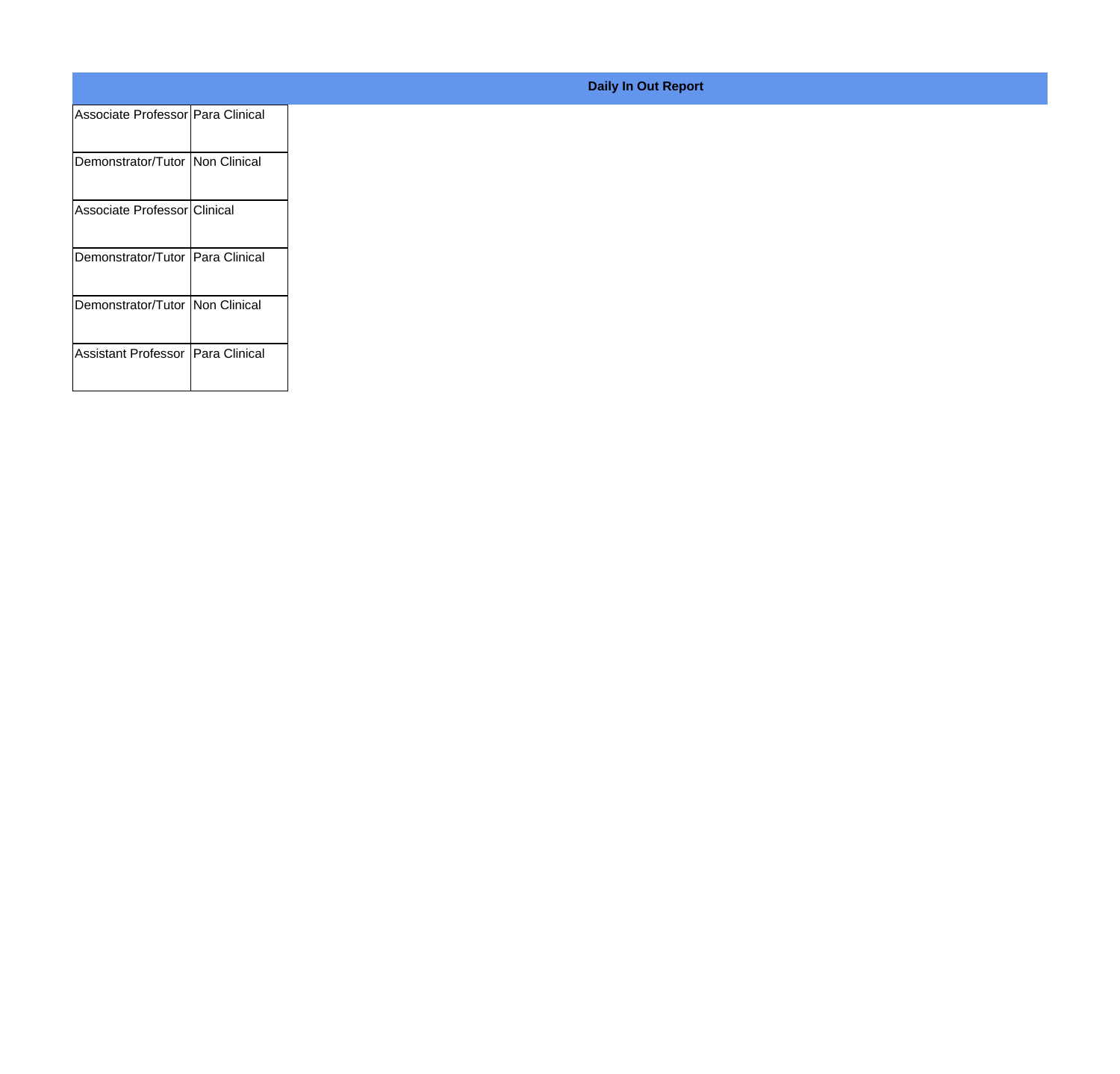**Daily In Out Report**

| | |
|---|---|
| Associate Professor | Para Clinical |
| Demonstrator/Tutor | Non Clinical |
| Associate Professor | Clinical |
| Demonstrator/Tutor | Para Clinical |
| Demonstrator/Tutor | Non Clinical |
| Assistant Professor | Para Clinical |